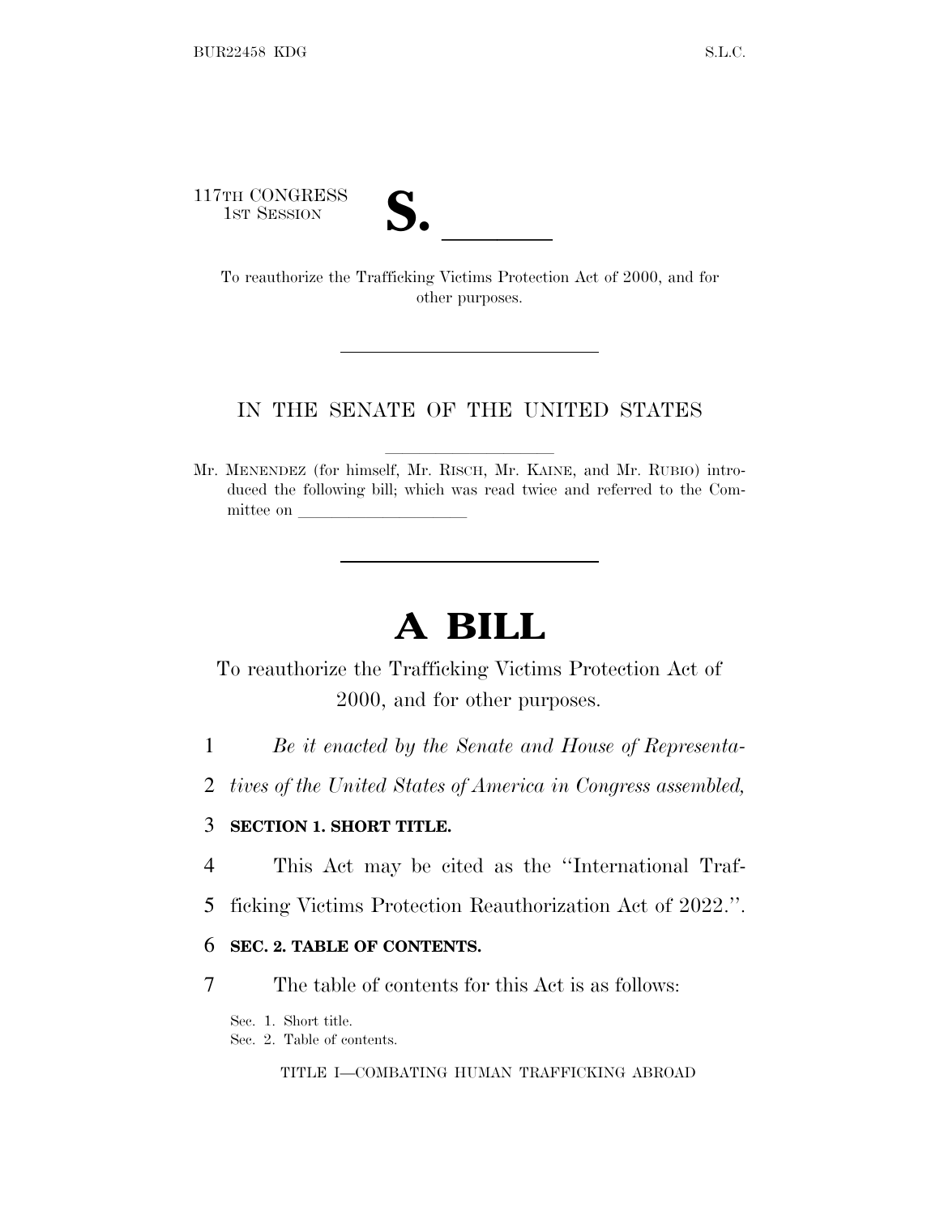117TH CONGRESS
1ST SESSION

# S. ______

To reauthorize the Trafficking Victims Protection Act of 2000, and for other purposes.

---

IN THE SENATE OF THE UNITED STATES

Mr. MENENDEZ (for himself, Mr. RISCH, Mr. KAINE, and Mr. RUBIO) introduced the following bill; which was read twice and referred to the Committee on ______________________

---

# A BILL

To reauthorize the Trafficking Victims Protection Act of 2000, and for other purposes.

1 *Be it enacted by the Senate and House of Representa-*
2 *tives of the United States of America in Congress assembled,*

3 **SECTION 1. SHORT TITLE.**

4 This Act may be cited as the ''International Traf-
5 ficking Victims Protection Reauthorization Act of 2022.''.

6 **SEC. 2. TABLE OF CONTENTS.**

7 The table of contents for this Act is as follows:

Sec. 1. Short title.
Sec. 2. Table of contents.

TITLE I—COMBATING HUMAN TRAFFICKING ABROAD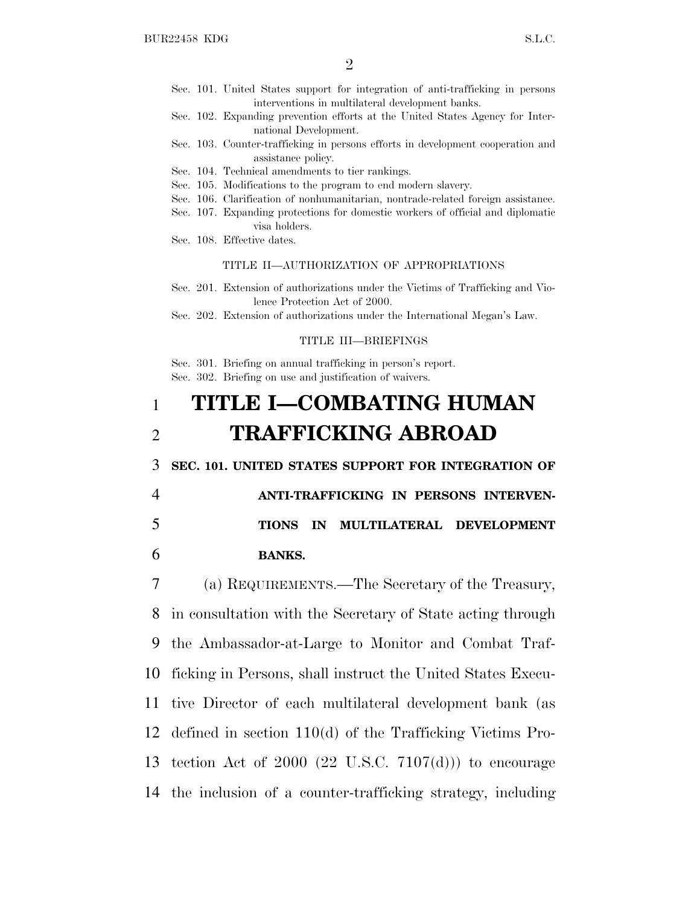Sec. 101. United States support for integration of anti-trafficking in persons interventions in multilateral development banks.
Sec. 102. Expanding prevention efforts at the United States Agency for International Development.
Sec. 103. Counter-trafficking in persons efforts in development cooperation and assistance policy.
Sec. 104. Technical amendments to tier rankings.
Sec. 105. Modifications to the program to end modern slavery.
Sec. 106. Clarification of nonhumanitarian, nontrade-related foreign assistance.
Sec. 107. Expanding protections for domestic workers of official and diplomatic visa holders.
Sec. 108. Effective dates.

TITLE II—AUTHORIZATION OF APPROPRIATIONS

Sec. 201. Extension of authorizations under the Victims of Trafficking and Violence Protection Act of 2000.
Sec. 202. Extension of authorizations under the International Megan's Law.

TITLE III—BRIEFINGS

Sec. 301. Briefing on annual trafficking in person's report.
Sec. 302. Briefing on use and justification of waivers.

# TITLE I—COMBATING HUMAN TRAFFICKING ABROAD

**SEC. 101. UNITED STATES SUPPORT FOR INTEGRATION OF ANTI-TRAFFICKING IN PERSONS INTERVENTIONS IN MULTILATERAL DEVELOPMENT BANKS.**

(a) REQUIREMENTS.—The Secretary of the Treasury, in consultation with the Secretary of State acting through the Ambassador-at-Large to Monitor and Combat Trafficking in Persons, shall instruct the United States Executive Director of each multilateral development bank (as defined in section 110(d) of the Trafficking Victims Protection Act of 2000 (22 U.S.C. 7107(d))) to encourage the inclusion of a counter-trafficking strategy, including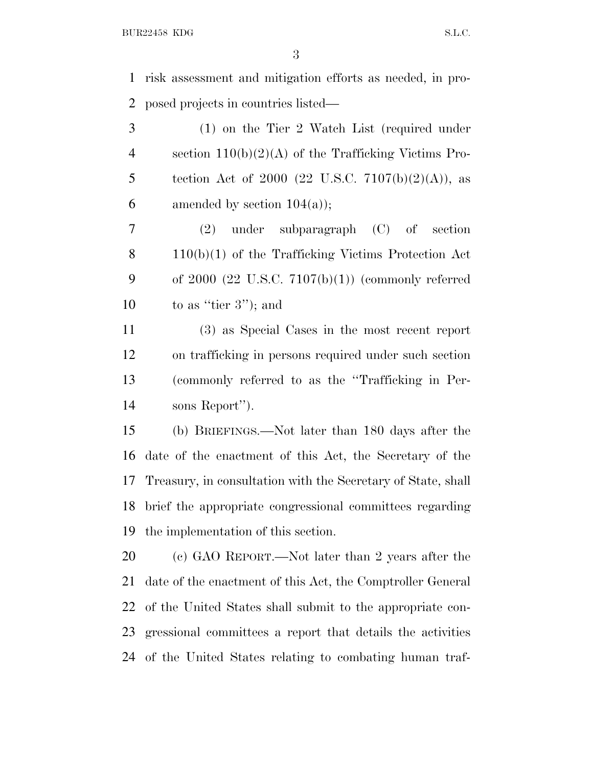risk assessment and mitigation efforts as needed, in proposed projects in countries listed—

(1) on the Tier 2 Watch List (required under section 110(b)(2)(A) of the Trafficking Victims Protection Act of 2000 (22 U.S.C. 7107(b)(2)(A)), as amended by section 104(a));

(2) under subparagraph (C) of section 110(b)(1) of the Trafficking Victims Protection Act of 2000 (22 U.S.C. 7107(b)(1)) (commonly referred to as ''tier 3''); and

(3) as Special Cases in the most recent report on trafficking in persons required under such section (commonly referred to as the ''Trafficking in Persons Report'').

(b) BRIEFINGS.—Not later than 180 days after the date of the enactment of this Act, the Secretary of the Treasury, in consultation with the Secretary of State, shall brief the appropriate congressional committees regarding the implementation of this section.

(c) GAO REPORT.—Not later than 2 years after the date of the enactment of this Act, the Comptroller General of the United States shall submit to the appropriate congressional committees a report that details the activities of the United States relating to combating human traf-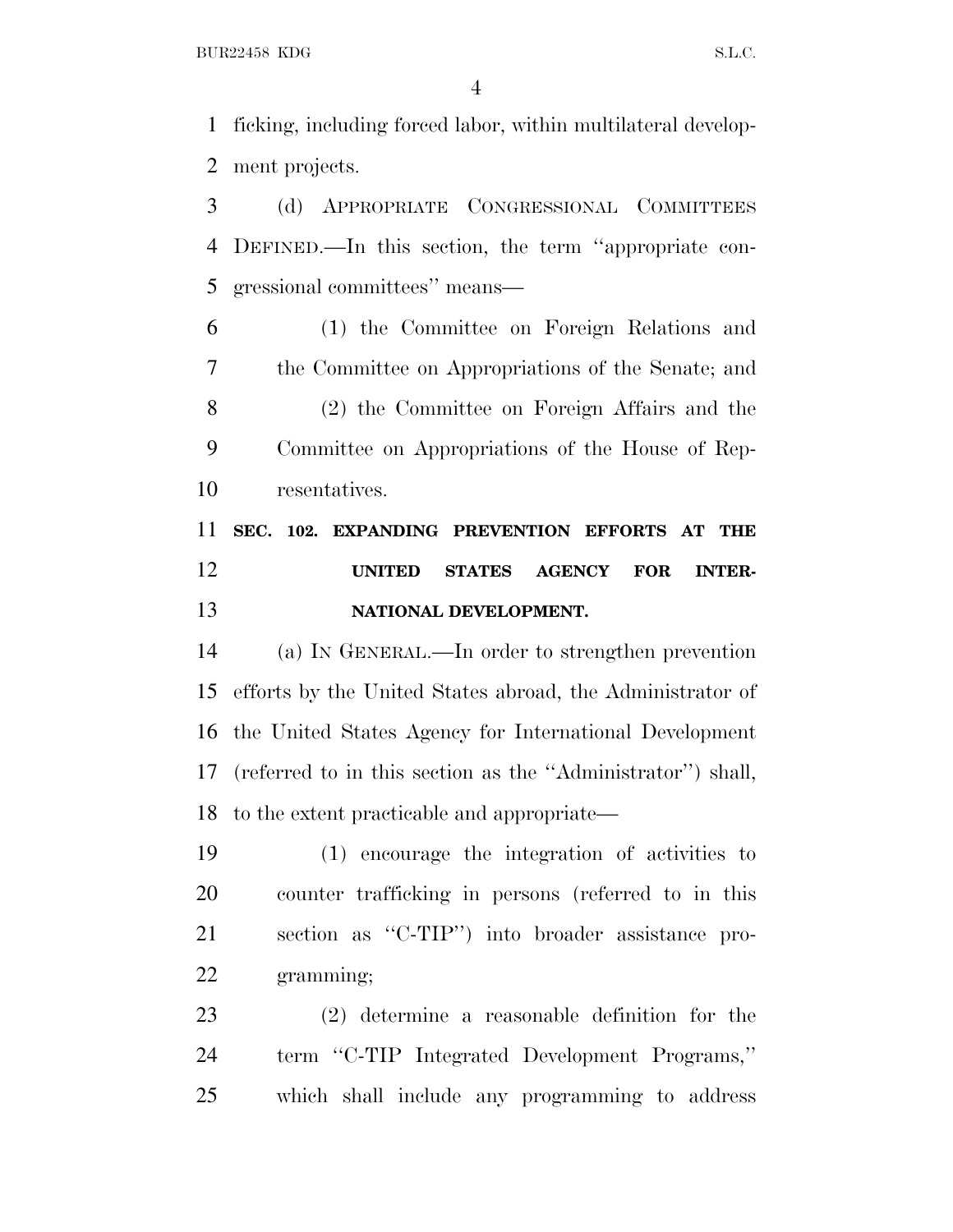ficking, including forced labor, within multilateral development projects.

(d) APPROPRIATE CONGRESSIONAL COMMITTEES DEFINED.—In this section, the term ''appropriate congressional committees'' means—

(1) the Committee on Foreign Relations and the Committee on Appropriations of the Senate; and

(2) the Committee on Foreign Affairs and the Committee on Appropriations of the House of Representatives.

**SEC. 102. EXPANDING PREVENTION EFFORTS AT THE UNITED STATES AGENCY FOR INTERNATIONAL DEVELOPMENT.**

(a) IN GENERAL.—In order to strengthen prevention efforts by the United States abroad, the Administrator of the United States Agency for International Development (referred to in this section as the ''Administrator'') shall, to the extent practicable and appropriate—

(1) encourage the integration of activities to counter trafficking in persons (referred to in this section as ''C-TIP'') into broader assistance programming;

(2) determine a reasonable definition for the term ''C-TIP Integrated Development Programs,'' which shall include any programming to address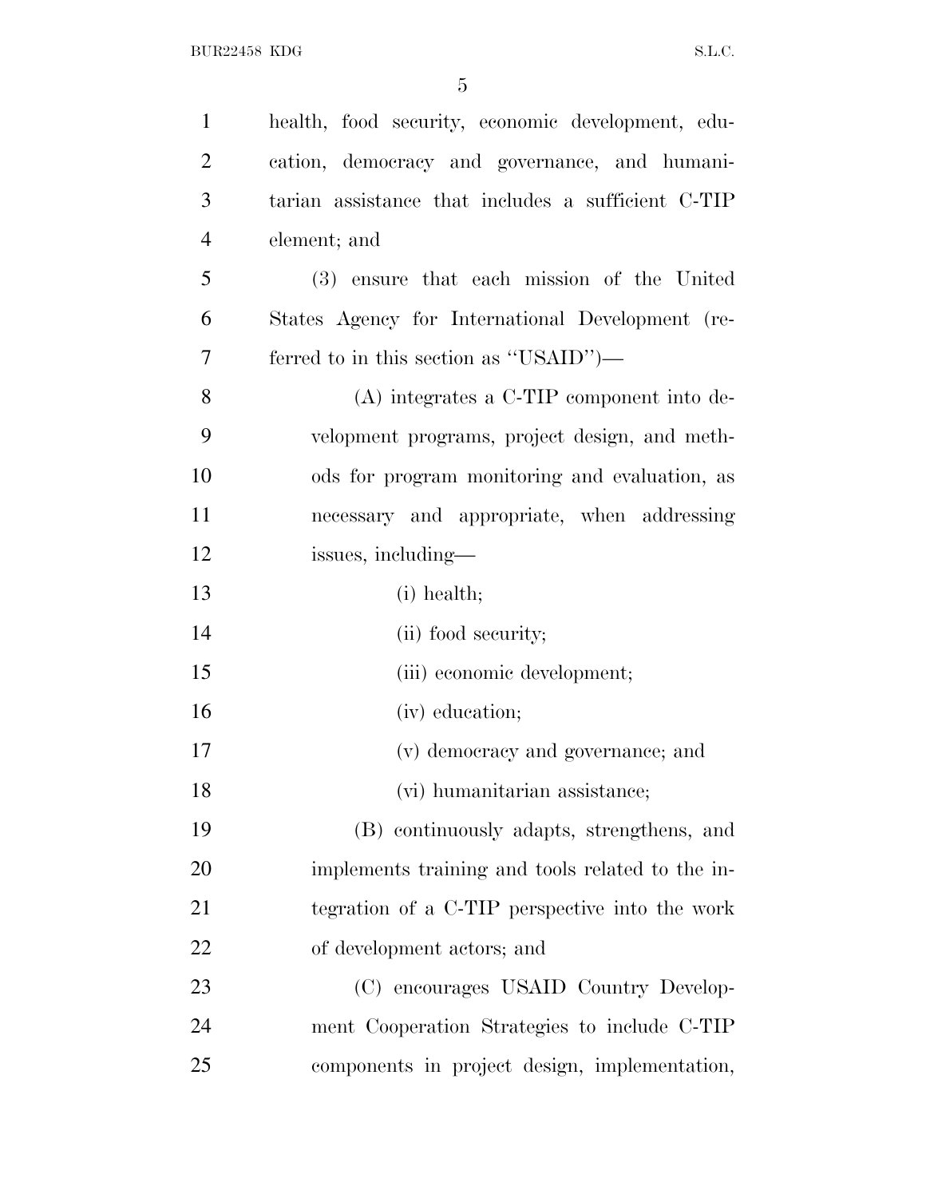health, food security, economic development, education, democracy and governance, and humanitarian assistance that includes a sufficient C-TIP element; and

(3) ensure that each mission of the United States Agency for International Development (referred to in this section as ''USAID'')—

(A) integrates a C-TIP component into development programs, project design, and methods for program monitoring and evaluation, as necessary and appropriate, when addressing issues, including—

(i) health;

(ii) food security;

(iii) economic development;

(iv) education;

(v) democracy and governance; and

(vi) humanitarian assistance;

(B) continuously adapts, strengthens, and implements training and tools related to the integration of a C-TIP perspective into the work of development actors; and

(C) encourages USAID Country Development Cooperation Strategies to include C-TIP components in project design, implementation,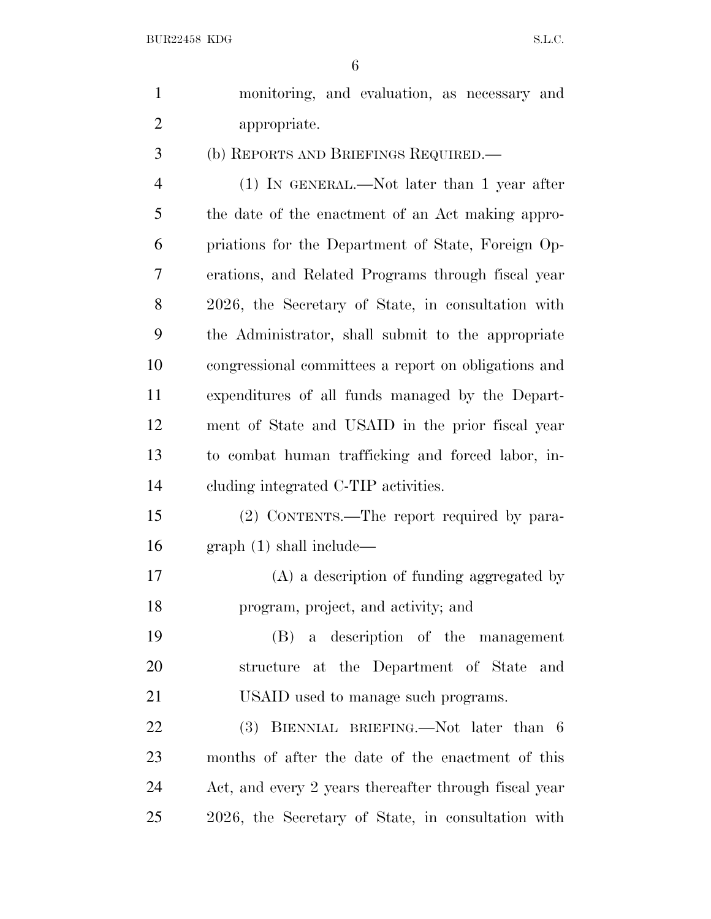monitoring, and evaluation, as necessary and appropriate.

(b) REPORTS AND BRIEFINGS REQUIRED.—

(1) IN GENERAL.—Not later than 1 year after the date of the enactment of an Act making appropriations for the Department of State, Foreign Operations, and Related Programs through fiscal year 2026, the Secretary of State, in consultation with the Administrator, shall submit to the appropriate congressional committees a report on obligations and expenditures of all funds managed by the Department of State and USAID in the prior fiscal year to combat human trafficking and forced labor, including integrated C-TIP activities.

(2) CONTENTS.—The report required by paragraph (1) shall include—

(A) a description of funding aggregated by program, project, and activity; and

(B) a description of the management structure at the Department of State and USAID used to manage such programs.

(3) BIENNIAL BRIEFING.—Not later than 6 months of after the date of the enactment of this Act, and every 2 years thereafter through fiscal year 2026, the Secretary of State, in consultation with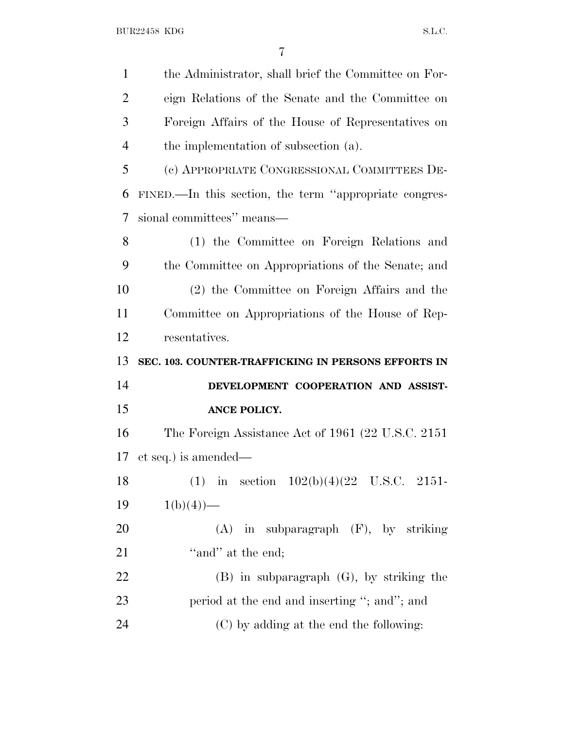the Administrator, shall brief the Committee on Foreign Relations of the Senate and the Committee on Foreign Affairs of the House of Representatives on the implementation of subsection (a).

(c) APPROPRIATE CONGRESSIONAL COMMITTEES DEFINED.—In this section, the term ''appropriate congressional committees'' means—

(1) the Committee on Foreign Relations and the Committee on Appropriations of the Senate; and

(2) the Committee on Foreign Affairs and the Committee on Appropriations of the House of Representatives.

**SEC. 103. COUNTER-TRAFFICKING IN PERSONS EFFORTS IN DEVELOPMENT COOPERATION AND ASSISTANCE POLICY.**

The Foreign Assistance Act of 1961 (22 U.S.C. 2151 et seq.) is amended—

(1) in section 102(b)(4)(22 U.S.C. 2151-1(b)(4))—

(A) in subparagraph (F), by striking ''and'' at the end;

(B) in subparagraph (G), by striking the period at the end and inserting ''; and''; and

(C) by adding at the end the following: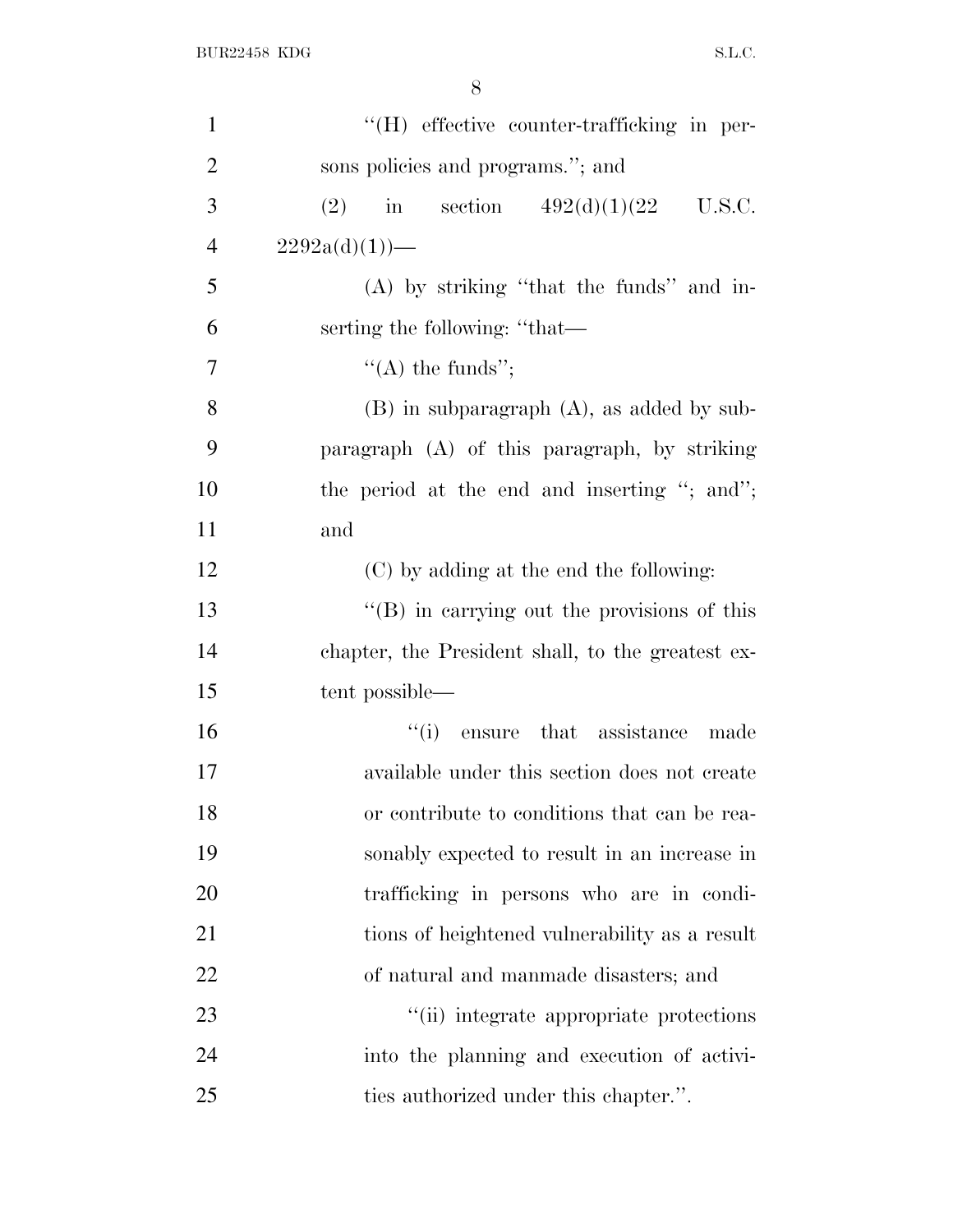''(H) effective counter-trafficking in persons policies and programs.''; and

(2) in section 492(d)(1)(22 U.S.C. 2292a(d)(1))—

(A) by striking ''that the funds'' and inserting the following: ''that—

''(A) the funds'';

(B) in subparagraph (A), as added by subparagraph (A) of this paragraph, by striking the period at the end and inserting ''; and''; and

(C) by adding at the end the following:

''(B) in carrying out the provisions of this chapter, the President shall, to the greatest extent possible—

''(i) ensure that assistance made available under this section does not create or contribute to conditions that can be reasonably expected to result in an increase in trafficking in persons who are in conditions of heightened vulnerability as a result of natural and manmade disasters; and

''(ii) integrate appropriate protections into the planning and execution of activities authorized under this chapter.''.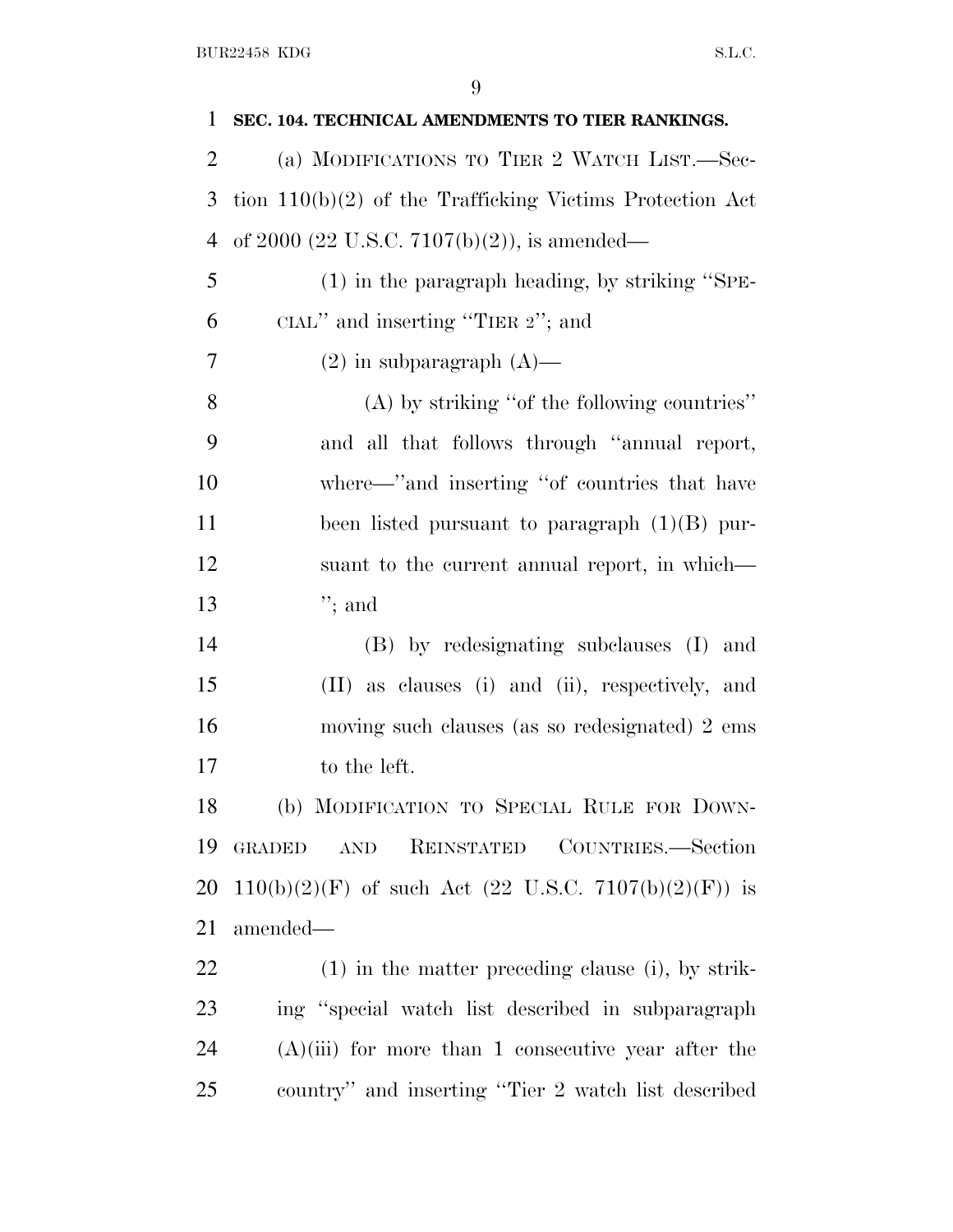**SEC. 104. TECHNICAL AMENDMENTS TO TIER RANKINGS.**

(a) MODIFICATIONS TO TIER 2 WATCH LIST.—Section 110(b)(2) of the Trafficking Victims Protection Act of 2000 (22 U.S.C. 7107(b)(2)), is amended—

(1) in the paragraph heading, by striking "SPECIAL" and inserting "TIER 2"; and

(2) in subparagraph (A)—

(A) by striking "of the following countries" and all that follows through "annual report, where—"and inserting "of countries that have been listed pursuant to paragraph (1)(B) pursuant to the current annual report, in which—"; and

(B) by redesignating subclauses (I) and (II) as clauses (i) and (ii), respectively, and moving such clauses (as so redesignated) 2 ems to the left.

(b) MODIFICATION TO SPECIAL RULE FOR DOWNGRADED AND REINSTATED COUNTRIES.—Section 110(b)(2)(F) of such Act (22 U.S.C. 7107(b)(2)(F)) is amended—

(1) in the matter preceding clause (i), by striking "special watch list described in subparagraph (A)(iii) for more than 1 consecutive year after the country" and inserting "Tier 2 watch list described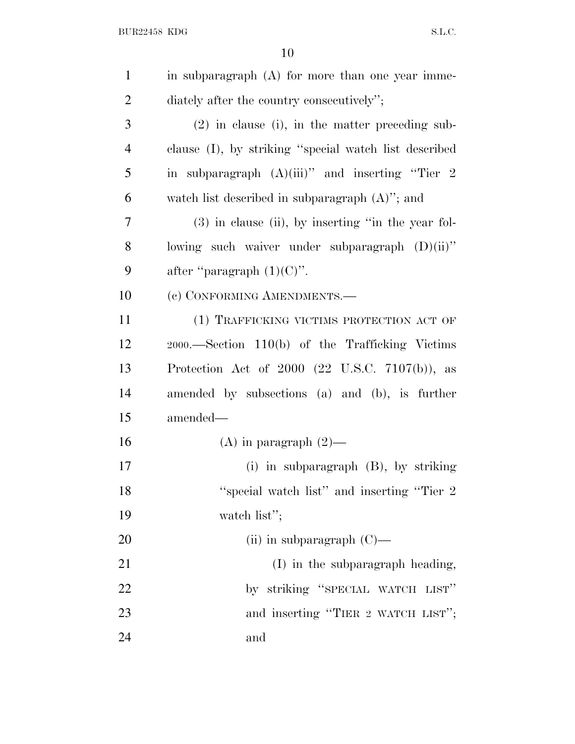in subparagraph (A) for more than one year immediately after the country consecutively'';

(2) in clause (i), in the matter preceding subclause (I), by striking ''special watch list described in subparagraph (A)(iii)'' and inserting ''Tier 2 watch list described in subparagraph (A)''; and

(3) in clause (ii), by inserting ''in the year following such waiver under subparagraph (D)(ii)'' after ''paragraph (1)(C)''.

(c) CONFORMING AMENDMENTS.—

(1) TRAFFICKING VICTIMS PROTECTION ACT OF 2000.—Section 110(b) of the Trafficking Victims Protection Act of 2000 (22 U.S.C. 7107(b)), as amended by subsections (a) and (b), is further amended—

(A) in paragraph (2)—

(i) in subparagraph (B), by striking ''special watch list'' and inserting ''Tier 2 watch list'';

(ii) in subparagraph (C)—

(I) in the subparagraph heading, by striking ''SPECIAL WATCH LIST'' and inserting ''TIER 2 WATCH LIST''; and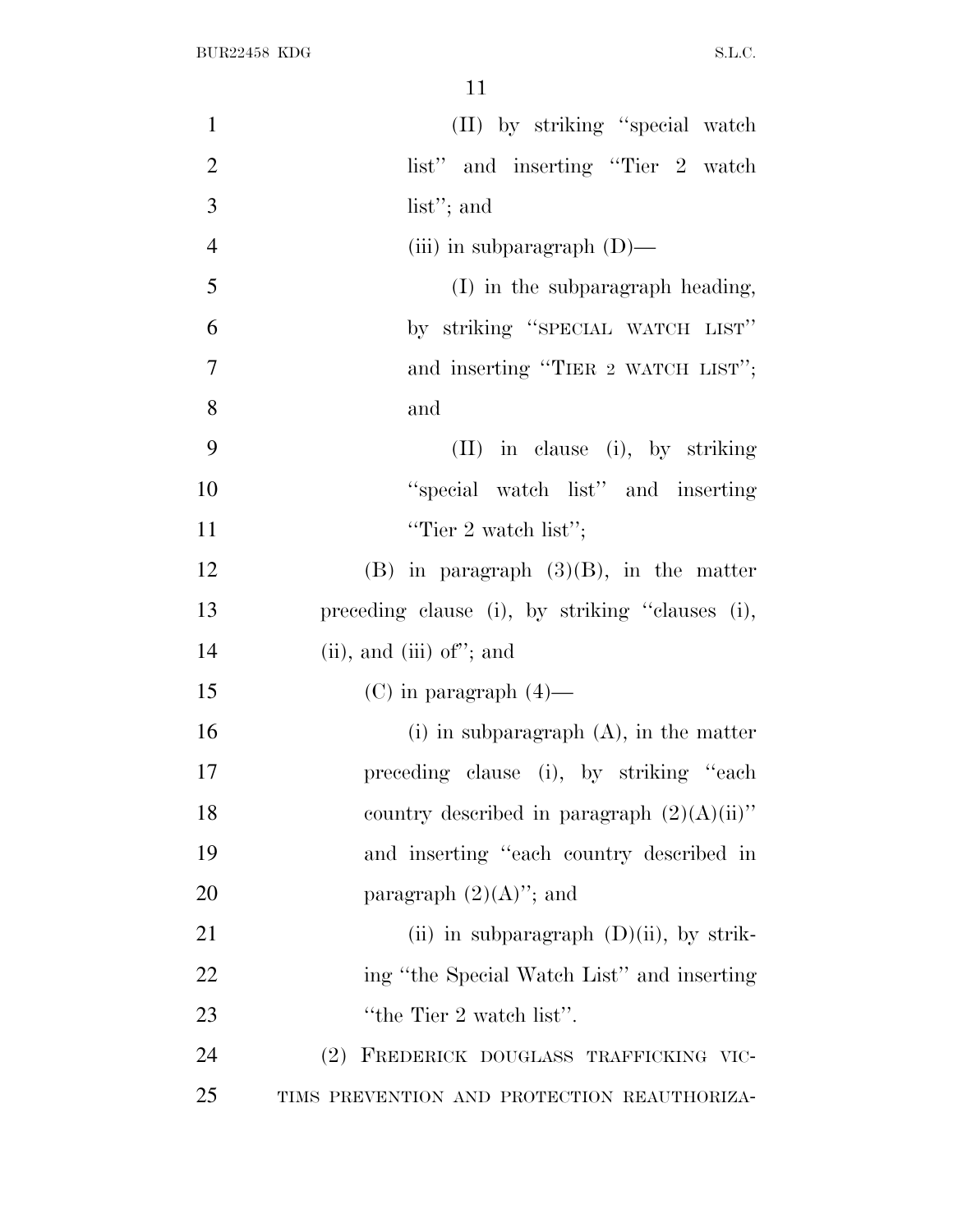(II) by striking "special watch list" and inserting "Tier 2 watch list"; and

(iii) in subparagraph (D)—

(I) in the subparagraph heading, by striking "SPECIAL WATCH LIST" and inserting "TIER 2 WATCH LIST"; and

(II) in clause (i), by striking "special watch list" and inserting "Tier 2 watch list";

(B) in paragraph (3)(B), in the matter preceding clause (i), by striking "clauses (i), (ii), and (iii) of"; and

(C) in paragraph (4)—

(i) in subparagraph (A), in the matter preceding clause (i), by striking "each country described in paragraph (2)(A)(ii)" and inserting "each country described in paragraph (2)(A)"; and

(ii) in subparagraph (D)(ii), by striking "the Special Watch List" and inserting "the Tier 2 watch list".

(2) FREDERICK DOUGLASS TRAFFICKING VICTIMS PREVENTION AND PROTECTION REAUTHORIZA-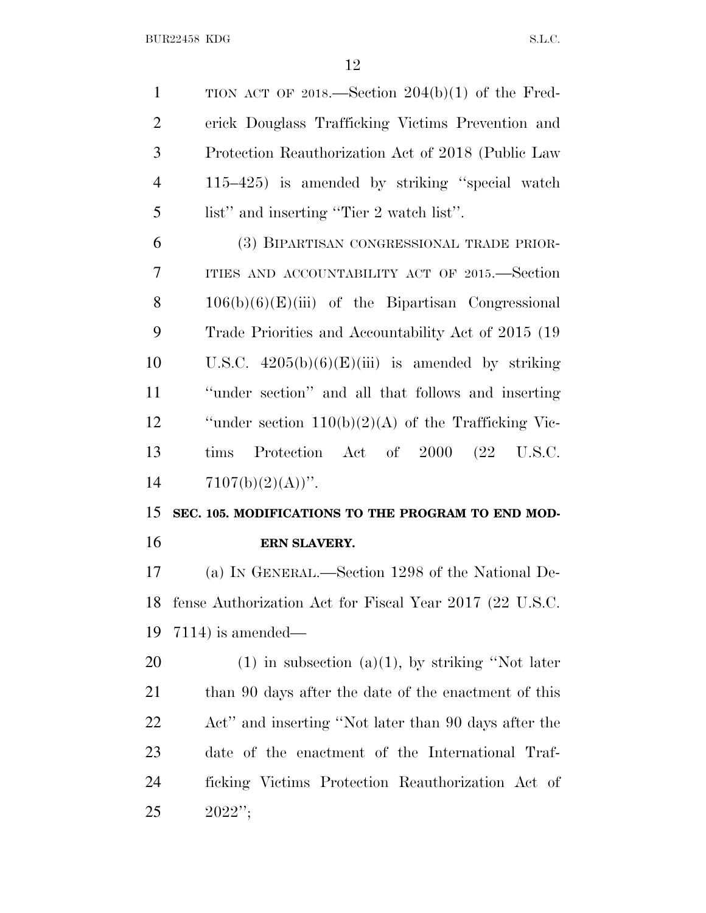TION ACT OF 2018.—Section 204(b)(1) of the Frederick Douglass Trafficking Victims Prevention and Protection Reauthorization Act of 2018 (Public Law 115–425) is amended by striking ''special watch list'' and inserting ''Tier 2 watch list''.

(3) BIPARTISAN CONGRESSIONAL TRADE PRIORITIES AND ACCOUNTABILITY ACT OF 2015.—Section 106(b)(6)(E)(iii) of the Bipartisan Congressional Trade Priorities and Accountability Act of 2015 (19 U.S.C. 4205(b)(6)(E)(iii) is amended by striking ''under section'' and all that follows and inserting ''under section 110(b)(2)(A) of the Trafficking Victims Protection Act of 2000 (22 U.S.C. 7107(b)(2)(A))''.

**SEC. 105. MODIFICATIONS TO THE PROGRAM TO END MODERN SLAVERY.**

(a) IN GENERAL.—Section 1298 of the National Defense Authorization Act for Fiscal Year 2017 (22 U.S.C. 7114) is amended—

(1) in subsection (a)(1), by striking ''Not later than 90 days after the date of the enactment of this Act'' and inserting ''Not later than 90 days after the date of the enactment of the International Trafficking Victims Protection Reauthorization Act of 2022'';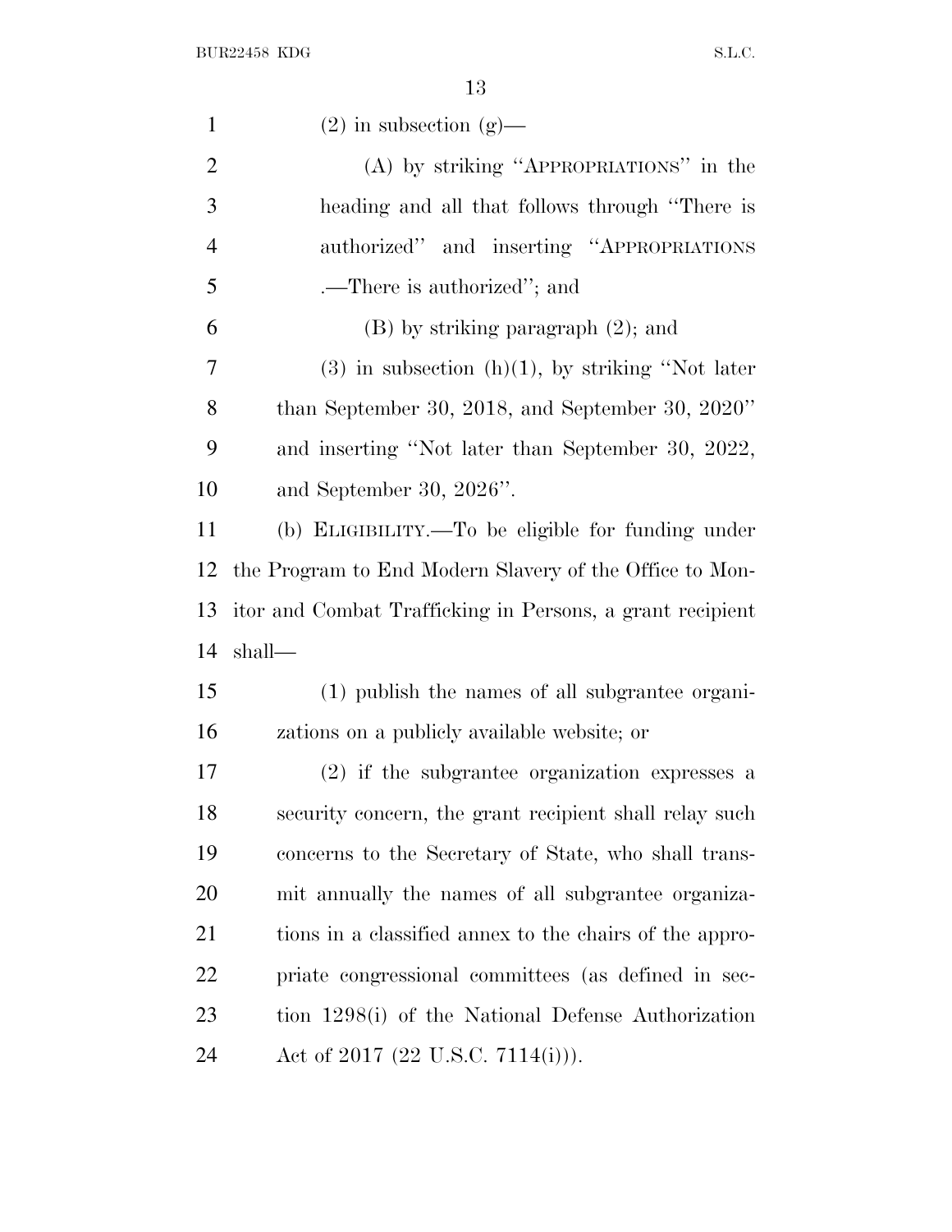(2) in subsection (g)—

(A) by striking "APPROPRIATIONS" in the heading and all that follows through "There is authorized" and inserting "APPROPRIATIONS .—There is authorized"; and

(B) by striking paragraph (2); and

(3) in subsection (h)(1), by striking "Not later than September 30, 2018, and September 30, 2020" and inserting "Not later than September 30, 2022, and September 30, 2026".

(b) ELIGIBILITY.—To be eligible for funding under the Program to End Modern Slavery of the Office to Monitor and Combat Trafficking in Persons, a grant recipient shall—

(1) publish the names of all subgrantee organizations on a publicly available website; or

(2) if the subgrantee organization expresses a security concern, the grant recipient shall relay such concerns to the Secretary of State, who shall transmit annually the names of all subgrantee organizations in a classified annex to the chairs of the appropriate congressional committees (as defined in section 1298(i) of the National Defense Authorization Act of 2017 (22 U.S.C. 7114(i))).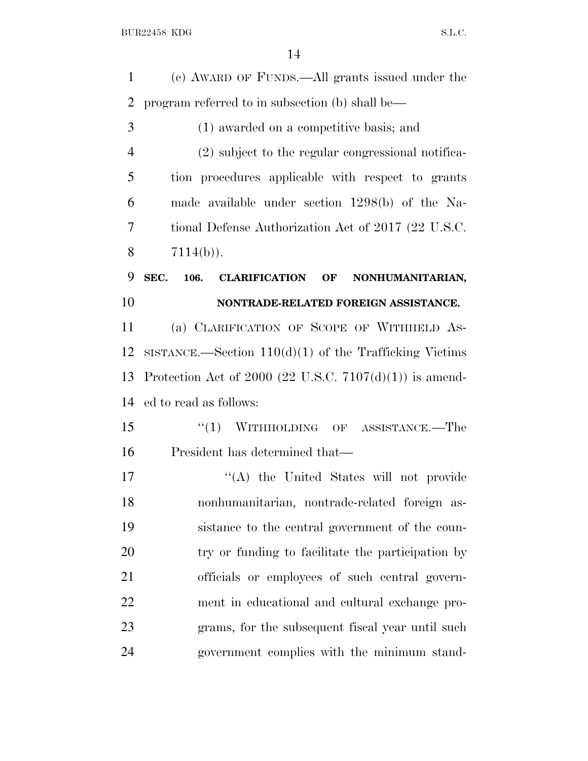(c) AWARD OF FUNDS.—All grants issued under the program referred to in subsection (b) shall be—

(1) awarded on a competitive basis; and

(2) subject to the regular congressional notification procedures applicable with respect to grants made available under section 1298(b) of the National Defense Authorization Act of 2017 (22 U.S.C. 7114(b)).

**SEC. 106. CLARIFICATION OF NONHUMANITARIAN, NONTRADE-RELATED FOREIGN ASSISTANCE.**

(a) CLARIFICATION OF SCOPE OF WITHHELD ASSISTANCE.—Section 110(d)(1) of the Trafficking Victims Protection Act of 2000 (22 U.S.C. 7107(d)(1)) is amended to read as follows:

"(1) WITHHOLDING OF ASSISTANCE.—The President has determined that—

"(A) the United States will not provide nonhumanitarian, nontrade-related foreign assistance to the central government of the country or funding to facilitate the participation by officials or employees of such central government in educational and cultural exchange programs, for the subsequent fiscal year until such government complies with the minimum stand-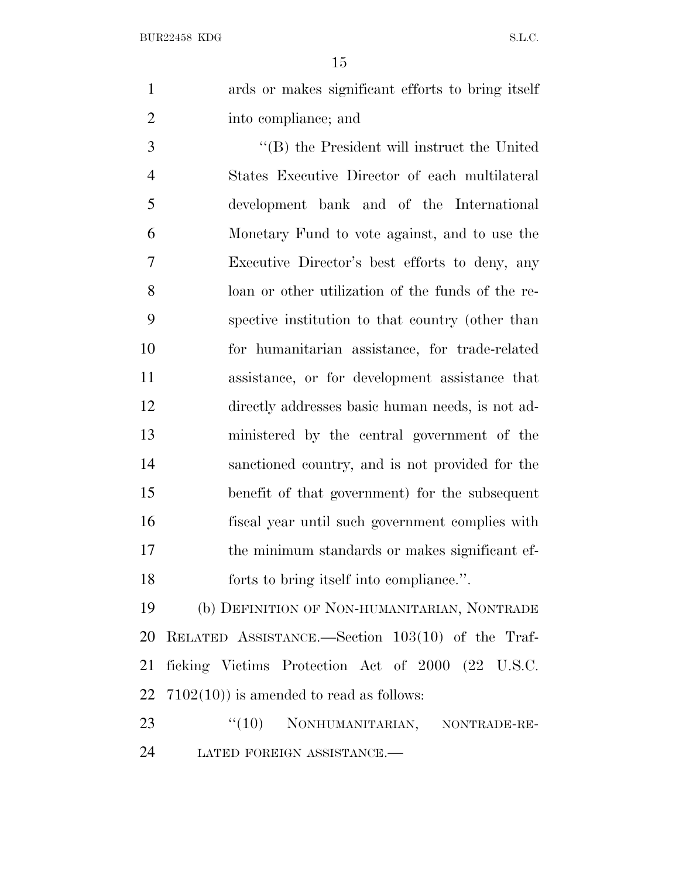ards or makes significant efforts to bring itself into compliance; and

"(B) the President will instruct the United States Executive Director of each multilateral development bank and of the International Monetary Fund to vote against, and to use the Executive Director's best efforts to deny, any loan or other utilization of the funds of the respective institution to that country (other than for humanitarian assistance, for trade-related assistance, or for development assistance that directly addresses basic human needs, is not administered by the central government of the sanctioned country, and is not provided for the benefit of that government) for the subsequent fiscal year until such government complies with the minimum standards or makes significant efforts to bring itself into compliance.".

(b) DEFINITION OF NON-HUMANITARIAN, NONTRADE RELATED ASSISTANCE.—Section 103(10) of the Trafficking Victims Protection Act of 2000 (22 U.S.C. 7102(10)) is amended to read as follows:

"(10) NONHUMANITARIAN, NONTRADE-RELATED FOREIGN ASSISTANCE.—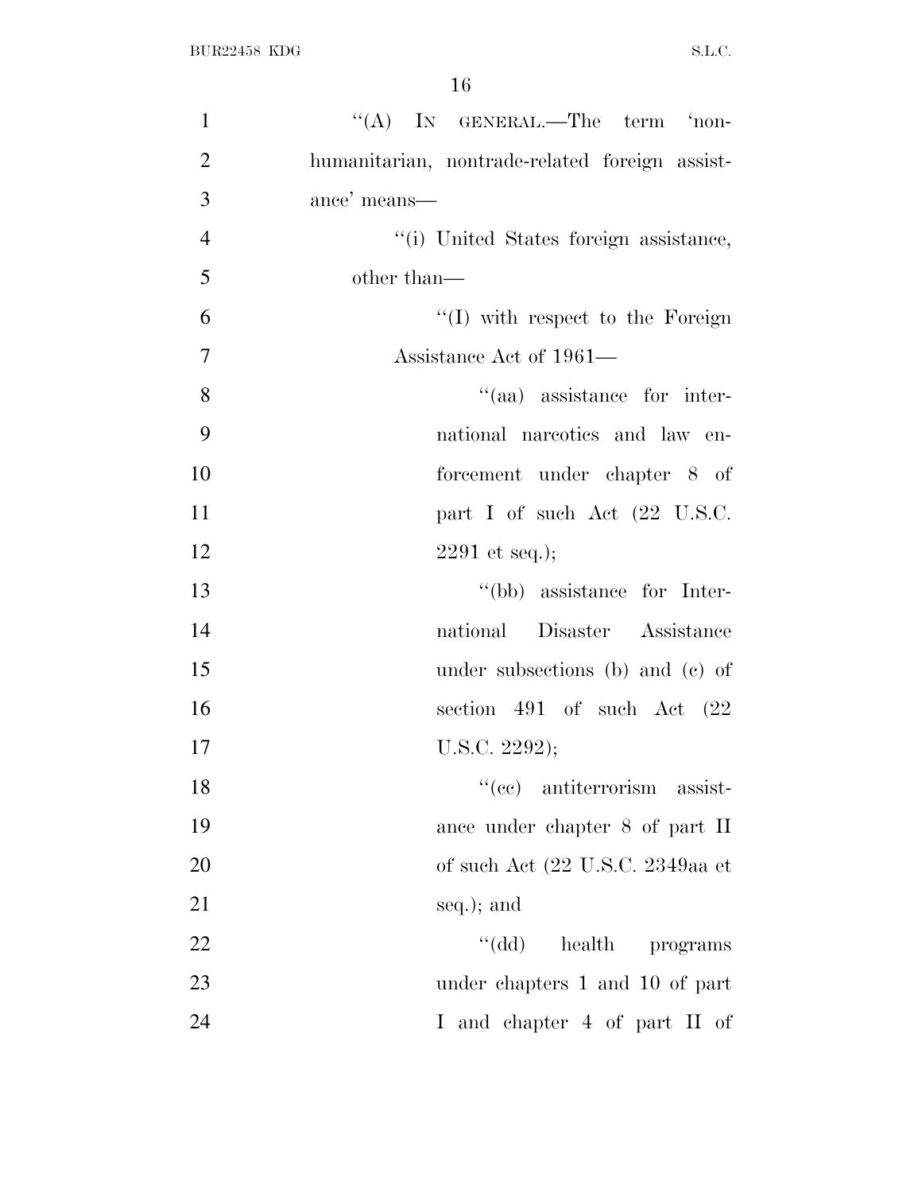"(A) IN GENERAL.—The term 'nonhumanitarian, nontrade-related foreign assistance' means—

"(i) United States foreign assistance, other than—

"(I) with respect to the Foreign Assistance Act of 1961—

"(aa) assistance for international narcotics and law enforcement under chapter 8 of part I of such Act (22 U.S.C. 2291 et seq.);

"(bb) assistance for International Disaster Assistance under subsections (b) and (c) of section 491 of such Act (22 U.S.C. 2292);

"(cc) antiterrorism assistance under chapter 8 of part II of such Act (22 U.S.C. 2349aa et seq.); and

"(dd) health programs under chapters 1 and 10 of part I and chapter 4 of part II of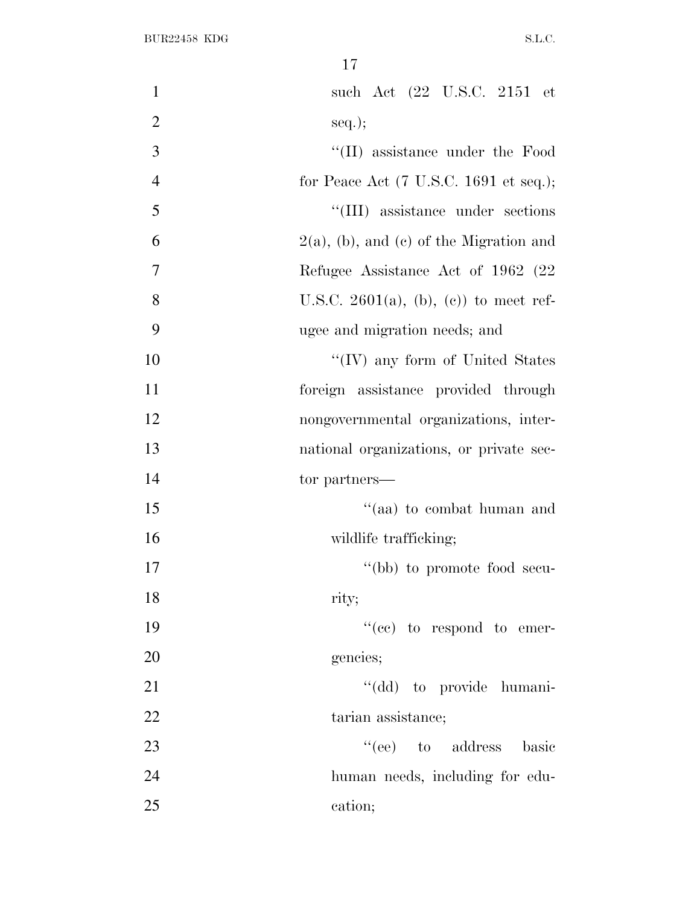such Act (22 U.S.C. 2151 et seq.);

''(II) assistance under the Food for Peace Act (7 U.S.C. 1691 et seq.);

''(III) assistance under sections 2(a), (b), and (c) of the Migration and Refugee Assistance Act of 1962 (22 U.S.C. 2601(a), (b), (c)) to meet refugee and migration needs; and

''(IV) any form of United States foreign assistance provided through nongovernmental organizations, international organizations, or private sector partners—

''(aa) to combat human and wildlife trafficking;

''(bb) to promote food security;

''(cc) to respond to emergencies;

''(dd) to provide humanitarian assistance;

''(ee) to address basic human needs, including for education;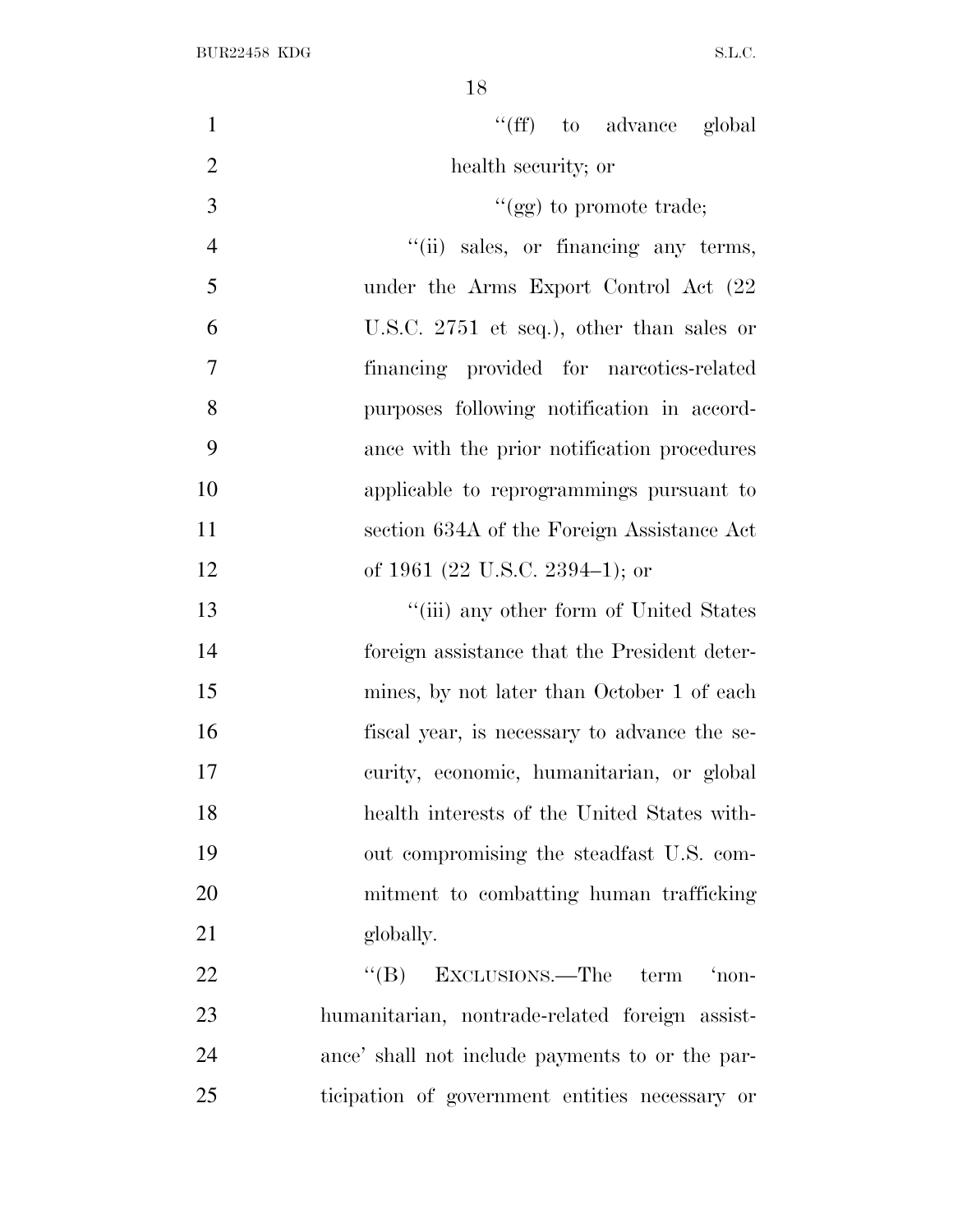"(ff) to advance global health security; or

"(gg) to promote trade;

"(ii) sales, or financing any terms, under the Arms Export Control Act (22 U.S.C. 2751 et seq.), other than sales or financing provided for narcotics-related purposes following notification in accordance with the prior notification procedures applicable to reprogrammings pursuant to section 634A of the Foreign Assistance Act of 1961 (22 U.S.C. 2394–1); or

"(iii) any other form of United States foreign assistance that the President determines, by not later than October 1 of each fiscal year, is necessary to advance the security, economic, humanitarian, or global health interests of the United States without compromising the steadfast U.S. commitment to combatting human trafficking globally.

"(B) EXCLUSIONS.—The term 'nonhumanitarian, nontrade-related foreign assistance' shall not include payments to or the participation of government entities necessary or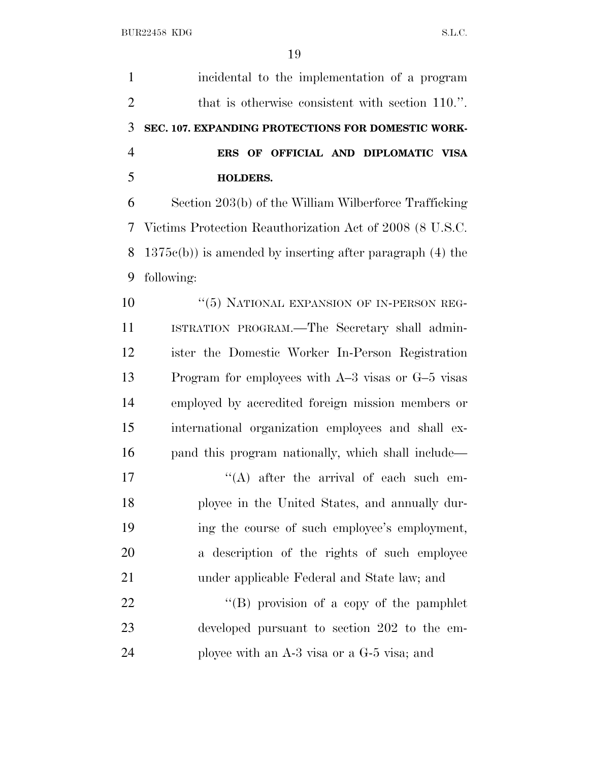incidental to the implementation of a program that is otherwise consistent with section 110.''.

**SEC. 107. EXPANDING PROTECTIONS FOR DOMESTIC WORKERS OF OFFICIAL AND DIPLOMATIC VISA HOLDERS.**

Section 203(b) of the William Wilberforce Trafficking Victims Protection Reauthorization Act of 2008 (8 U.S.C. 1375c(b)) is amended by inserting after paragraph (4) the following:

''(5) NATIONAL EXPANSION OF IN-PERSON REGISTRATION PROGRAM.—The Secretary shall administer the Domestic Worker In-Person Registration Program for employees with A–3 visas or G–5 visas employed by accredited foreign mission members or international organization employees and shall expand this program nationally, which shall include—

''(A) after the arrival of each such employee in the United States, and annually during the course of such employee's employment, a description of the rights of such employee under applicable Federal and State law; and

''(B) provision of a copy of the pamphlet developed pursuant to section 202 to the employee with an A-3 visa or a G-5 visa; and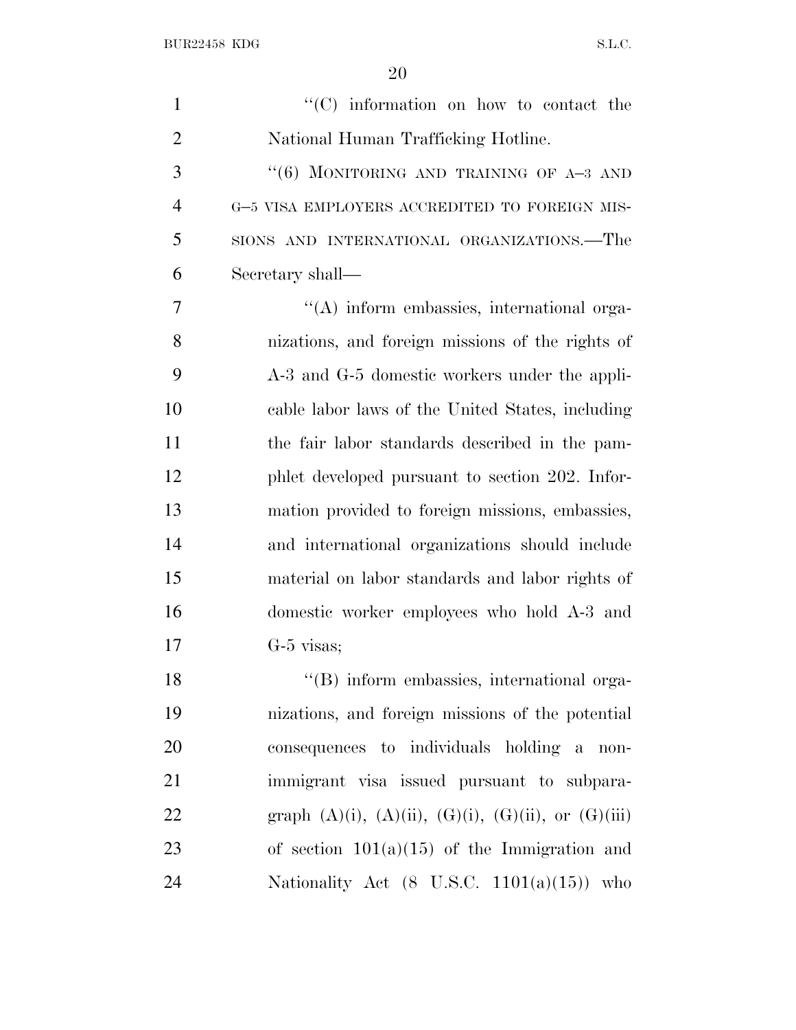''(C) information on how to contact the National Human Trafficking Hotline.

''(6) MONITORING AND TRAINING OF A–3 AND G–5 VISA EMPLOYERS ACCREDITED TO FOREIGN MISSIONS AND INTERNATIONAL ORGANIZATIONS.—The Secretary shall—

''(A) inform embassies, international organizations, and foreign missions of the rights of A-3 and G-5 domestic workers under the applicable labor laws of the United States, including the fair labor standards described in the pamphlet developed pursuant to section 202. Information provided to foreign missions, embassies, and international organizations should include material on labor standards and labor rights of domestic worker employees who hold A-3 and G-5 visas;

''(B) inform embassies, international organizations, and foreign missions of the potential consequences to individuals holding a nonimmigrant visa issued pursuant to subparagraph (A)(i), (A)(ii), (G)(i), (G)(ii), or (G)(iii) of section 101(a)(15) of the Immigration and Nationality Act (8 U.S.C. 1101(a)(15)) who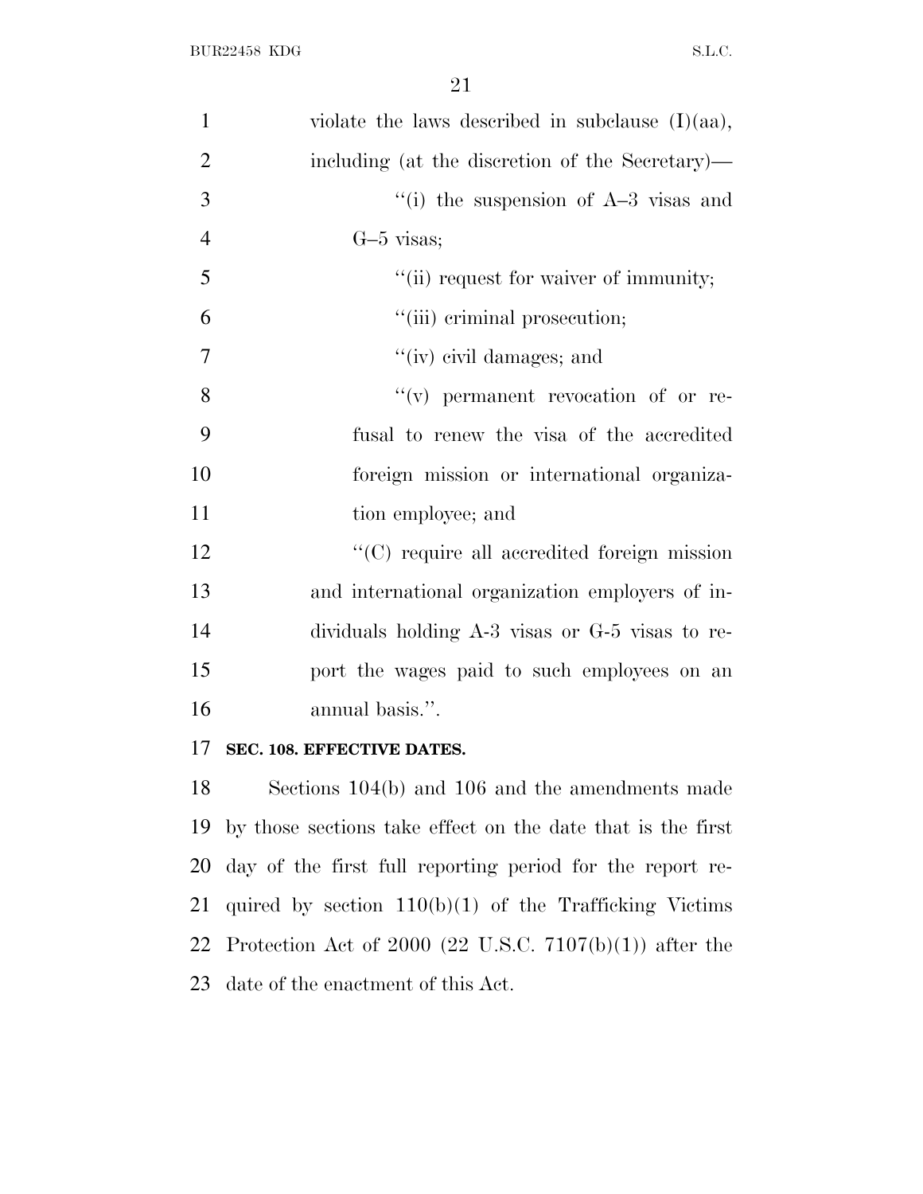violate the laws described in subclause (I)(aa), including (at the discretion of the Secretary)—

"(i) the suspension of A–3 visas and G–5 visas;

"(ii) request for waiver of immunity;

"(iii) criminal prosecution;

"(iv) civil damages; and

"(v) permanent revocation of or refusal to renew the visa of the accredited foreign mission or international organization employee; and

"(C) require all accredited foreign mission and international organization employers of individuals holding A-3 visas or G-5 visas to report the wages paid to such employees on an annual basis.".

**SEC. 108. EFFECTIVE DATES.**

Sections 104(b) and 106 and the amendments made by those sections take effect on the date that is the first day of the first full reporting period for the report required by section 110(b)(1) of the Trafficking Victims Protection Act of 2000 (22 U.S.C. 7107(b)(1)) after the date of the enactment of this Act.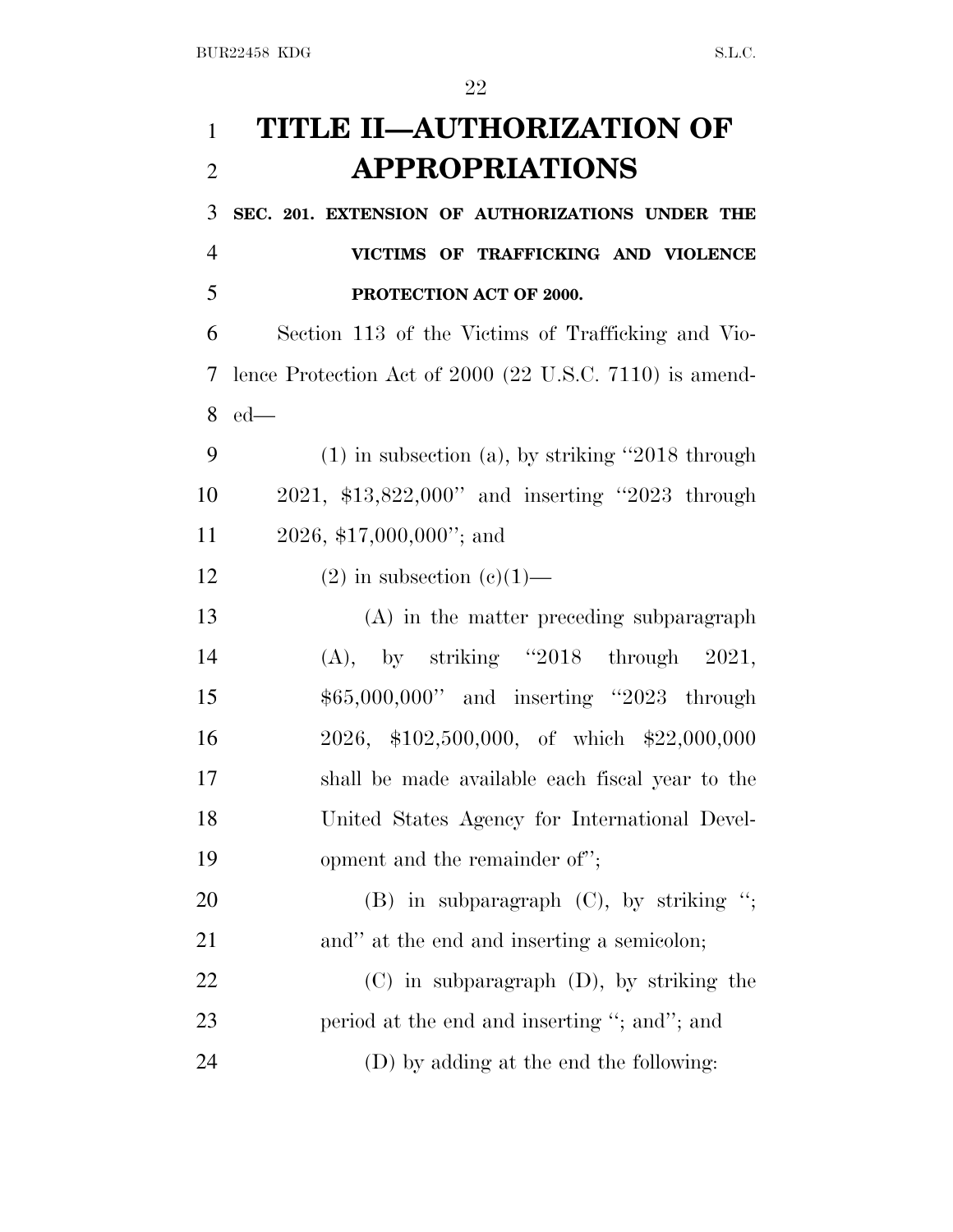# TITLE II—AUTHORIZATION OF APPROPRIATIONS

**SEC. 201. EXTENSION OF AUTHORIZATIONS UNDER THE VICTIMS OF TRAFFICKING AND VIOLENCE PROTECTION ACT OF 2000.**

Section 113 of the Victims of Trafficking and Violence Protection Act of 2000 (22 U.S.C. 7110) is amended—

(1) in subsection (a), by striking "2018 through 2021, $13,822,000" and inserting "2023 through 2026, $17,000,000"; and

(2) in subsection (c)(1)—

(A) in the matter preceding subparagraph (A), by striking "2018 through 2021, $65,000,000" and inserting "2023 through 2026, $102,500,000, of which $22,000,000 shall be made available each fiscal year to the United States Agency for International Development and the remainder of";

(B) in subparagraph (C), by striking "; and" at the end and inserting a semicolon;

(C) in subparagraph (D), by striking the period at the end and inserting "; and"; and

(D) by adding at the end the following: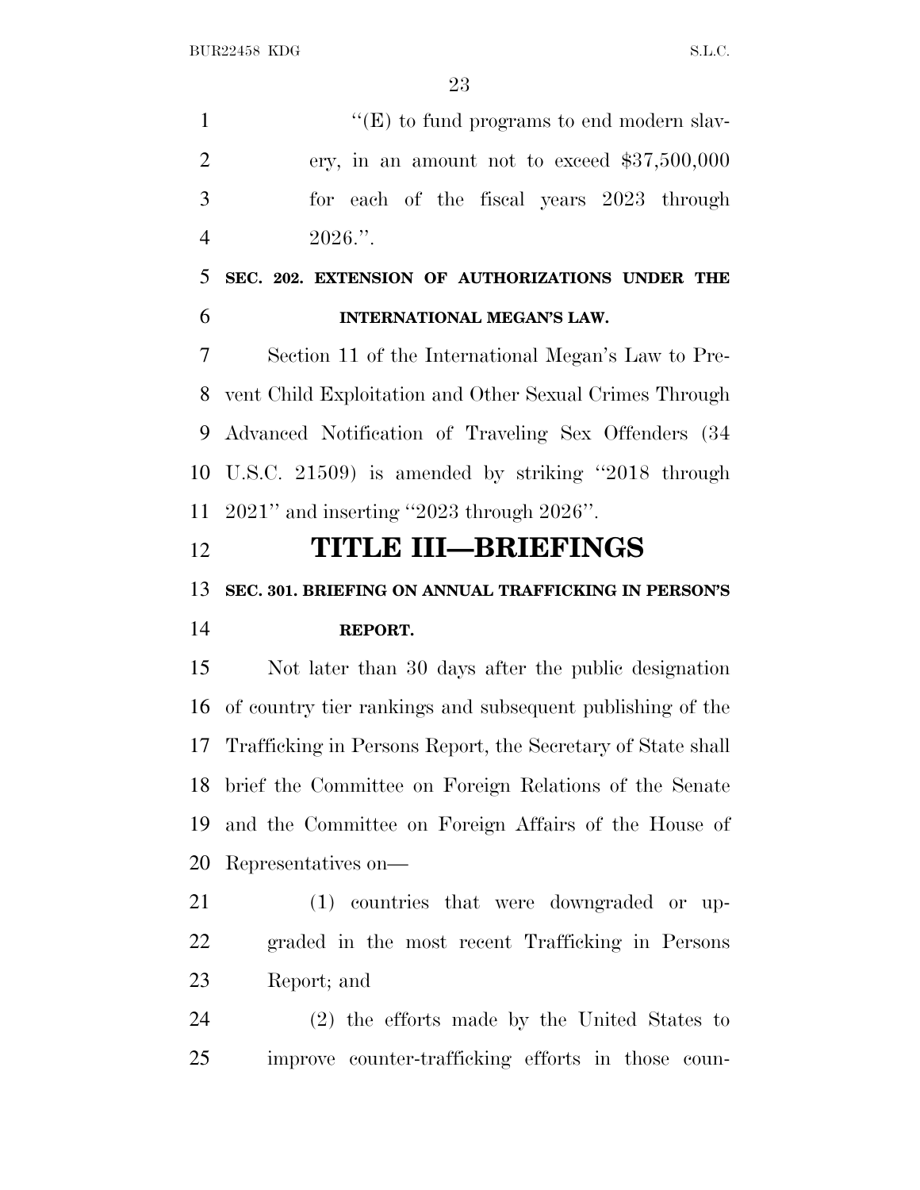"(E) to fund programs to end modern slavery, in an amount not to exceed $37,500,000 for each of the fiscal years 2023 through 2026.".

**SEC. 202. EXTENSION OF AUTHORIZATIONS UNDER THE INTERNATIONAL MEGAN'S LAW.**

Section 11 of the International Megan's Law to Prevent Child Exploitation and Other Sexual Crimes Through Advanced Notification of Traveling Sex Offenders (34 U.S.C. 21509) is amended by striking "2018 through 2021" and inserting "2023 through 2026".

# TITLE III—BRIEFINGS

**SEC. 301. BRIEFING ON ANNUAL TRAFFICKING IN PERSON'S REPORT.**

Not later than 30 days after the public designation of country tier rankings and subsequent publishing of the Trafficking in Persons Report, the Secretary of State shall brief the Committee on Foreign Relations of the Senate and the Committee on Foreign Affairs of the House of Representatives on—

(1) countries that were downgraded or upgraded in the most recent Trafficking in Persons Report; and

(2) the efforts made by the United States to improve counter-trafficking efforts in those coun-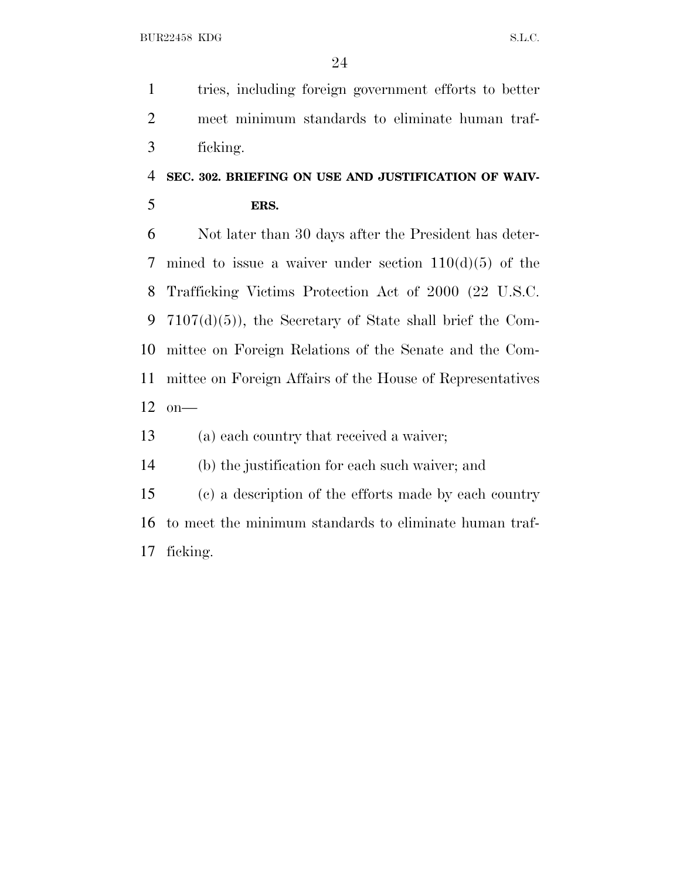tries, including foreign government efforts to better meet minimum standards to eliminate human trafficking.

### SEC. 302. BRIEFING ON USE AND JUSTIFICATION OF WAIVERS.

Not later than 30 days after the President has determined to issue a waiver under section 110(d)(5) of the Trafficking Victims Protection Act of 2000 (22 U.S.C. 7107(d)(5)), the Secretary of State shall brief the Committee on Foreign Relations of the Senate and the Committee on Foreign Affairs of the House of Representatives on—

(a) each country that received a waiver;

(b) the justification for each such waiver; and

(c) a description of the efforts made by each country to meet the minimum standards to eliminate human trafficking.